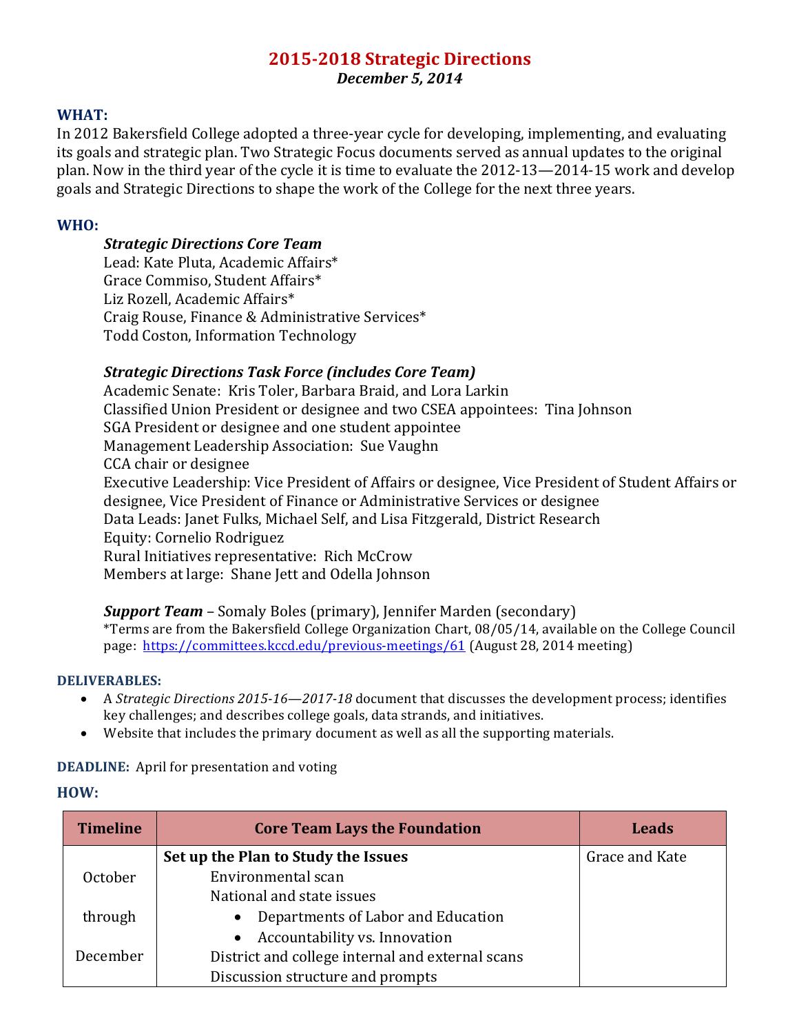# 2015-2018 Strategic Directions

***December 5, 2014***

### WHAT:

In 2012 Bakersfield College adopted a three-year cycle for developing, implementing, and evaluating its goals and strategic plan. Two Strategic Focus documents served as annual updates to the original plan. Now in the third year of the cycle it is time to evaluate the 2012-13—2014-15 work and develop goals and Strategic Directions to shape the work of the College for the next three years.

### WHO:

***Strategic Directions Core Team***
Lead: Kate Pluta, Academic Affairs*
Grace Commiso, Student Affairs*
Liz Rozell, Academic Affairs*
Craig Rouse, Finance & Administrative Services*
Todd Coston, Information Technology

***Strategic Directions Task Force (includes Core Team)***
Academic Senate: Kris Toler, Barbara Braid, and Lora Larkin
Classified Union President or designee and two CSEA appointees: Tina Johnson
SGA President or designee and one student appointee
Management Leadership Association: Sue Vaughn
CCA chair or designee
Executive Leadership: Vice President of Affairs or designee, Vice President of Student Affairs or designee, Vice President of Finance or Administrative Services or designee
Data Leads: Janet Fulks, Michael Self, and Lisa Fitzgerald, District Research
Equity: Cornelio Rodriguez
Rural Initiatives representative: Rich McCrow
Members at large: Shane Jett and Odella Johnson

***Support Team*** – Somaly Boles (primary), Jennifer Marden (secondary)
*Terms are from the Bakersfield College Organization Chart, 08/05/14, available on the College Council page: [https://committees.kccd.edu/previous-meetings/61](https://committees.kccd.edu/previous-meetings/61) (August 28, 2014 meeting)

### DELIVERABLES:

- A *Strategic Directions 2015-16—2017-18* document that discusses the development process; identifies key challenges; and describes college goals, data strands, and initiatives.
- Website that includes the primary document as well as all the supporting materials.

**DEADLINE:** April for presentation and voting

### HOW:

| Timeline | Core Team Lays the Foundation | Leads |
|---|---|---|
| October through December | **Set up the Plan to Study the Issues**<br>Environmental scan<br>National and state issues<br>• Departments of Labor and Education<br>• Accountability vs. Innovation<br>District and college internal and external scans<br>Discussion structure and prompts | Grace and Kate |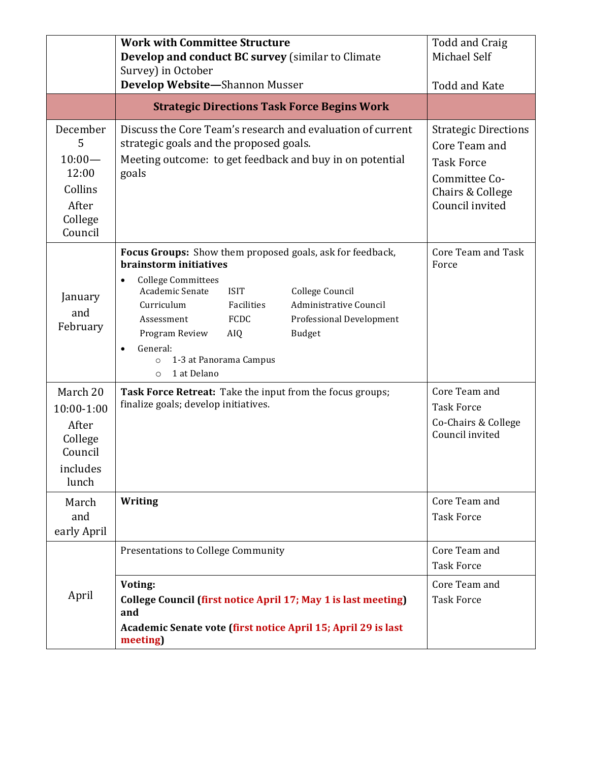| | | |
|---|---|---|
| | **Work with Committee Structure**<br>**Develop and conduct BC survey** (similar to Climate Survey) in October<br>**Develop Website—**Shannon Musser | Todd and Craig<br>Michael Self<br><br>Todd and Kate |
| | **Strategic Directions Task Force Begins Work** | |
| December 5<br>10:00—12:00<br>Collins<br>After College Council | Discuss the Core Team's research and evaluation of current strategic goals and the proposed goals.<br>Meeting outcome: to get feedback and buy in on potential goals | Strategic Directions Core Team and Task Force<br>Committee Co-Chairs & College Council invited |
| January and February | **Focus Groups:** Show them proposed goals, ask for feedback, **brainstorm initiatives**<br>• College Committees<br>Academic Senate, ISIT, College Council<br>Curriculum, Facilities, Administrative Council<br>Assessment, FCDC, Professional Development<br>Program Review, AIQ, Budget<br>• General:<br>○ 1-3 at Panorama Campus<br>○ 1 at Delano | Core Team and Task Force |
| March 20<br>10:00-1:00<br>After College Council<br>includes lunch | **Task Force Retreat:** Take the input from the focus groups; finalize goals; develop initiatives. | Core Team and Task Force<br>Co-Chairs & College Council invited |
| March and early April | **Writing** | Core Team and Task Force |
| April | Presentations to College Community | Core Team and Task Force |
| | **Voting:**<br>**College Council (first notice April 17; May 1 is last meeting) and**<br>**Academic Senate vote (first notice April 15; April 29 is last meeting)** | Core Team and Task Force |